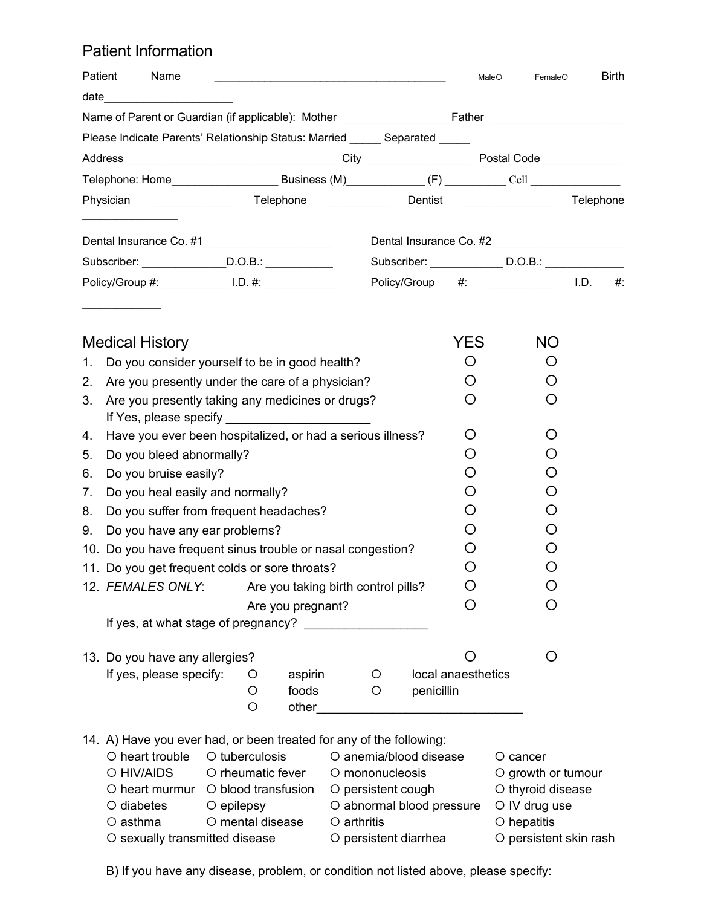## Patient Information

Patient Name _____________________________________ Male○ Female○ Birth date____________________

Name of Parent or Guardian (if applicable): Mother _________________ Father _____________________

Please Indicate Parents' Relationship Status: Married _____ Separated _____

Address __________________________________ City __________________ Postal Code _____________

Telephone: Home_________________ Business (M)____________ (F) __________ Cell _______________

Physician ______________ Telephone __________ Dentist ______________ Telephone _______________

Dental Insurance Co. #1_____________________ Dental Insurance Co. #2_____________________

Subscriber: _____________D.O.B.: ___________ Subscriber: ____________ D.O.B.: ____________

Policy/Group #: ___________ I.D. #: ____________ Policy/Group #: __________ I.D. #: ____________

## Medical History

| | | YES | NO |
|---|---|---|---|
| 1. | Do you consider yourself to be in good health? | ○ | ○ |
| 2. | Are you presently under the care of a physician? | ○ | ○ |
| 3. | Are you presently taking any medicines or drugs? If Yes, please specify ____________________ | ○ | ○ |
| 4. | Have you ever been hospitalized, or had a serious illness? | ○ | ○ |
| 5. | Do you bleed abnormally? | ○ | ○ |
| 6. | Do you bruise easily? | ○ | ○ |
| 7. | Do you heal easily and normally? | ○ | ○ |
| 8. | Do you suffer from frequent headaches? | ○ | ○ |
| 9. | Do you have any ear problems? | ○ | ○ |
| 10. | Do you have frequent sinus trouble or nasal congestion? | ○ | ○ |
| 11. | Do you get frequent colds or sore throats? | ○ | ○ |
| 12. | *FEMALES ONLY*: Are you taking birth control pills? | ○ | ○ |
| | Are you pregnant? | ○ | ○ |
| | If yes, at what stage of pregnancy? _________________ | | |
| 13. | Do you have any allergies? | ○ | ○ |

If yes, please specify:
- ○ aspirin
- ○ local anaesthetics
- ○ foods
- ○ penicillin
- ○ other______________________________

14. A) Have you ever had, or been treated for any of the following:

| | | | |
|---|---|---|---|
| ○ heart trouble | ○ tuberculosis | ○ anemia/blood disease | ○ cancer |
| ○ HIV/AIDS | ○ rheumatic fever | ○ mononucleosis | ○ growth or tumour |
| ○ heart murmur | ○ blood transfusion | ○ persistent cough | ○ thyroid disease |
| ○ diabetes | ○ epilepsy | ○ abnormal blood pressure | ○ IV drug use |
| ○ asthma | ○ mental disease | ○ arthritis | ○ hepatitis |
| ○ sexually transmitted disease | | ○ persistent diarrhea | ○ persistent skin rash |

B) If you have any disease, problem, or condition not listed above, please specify: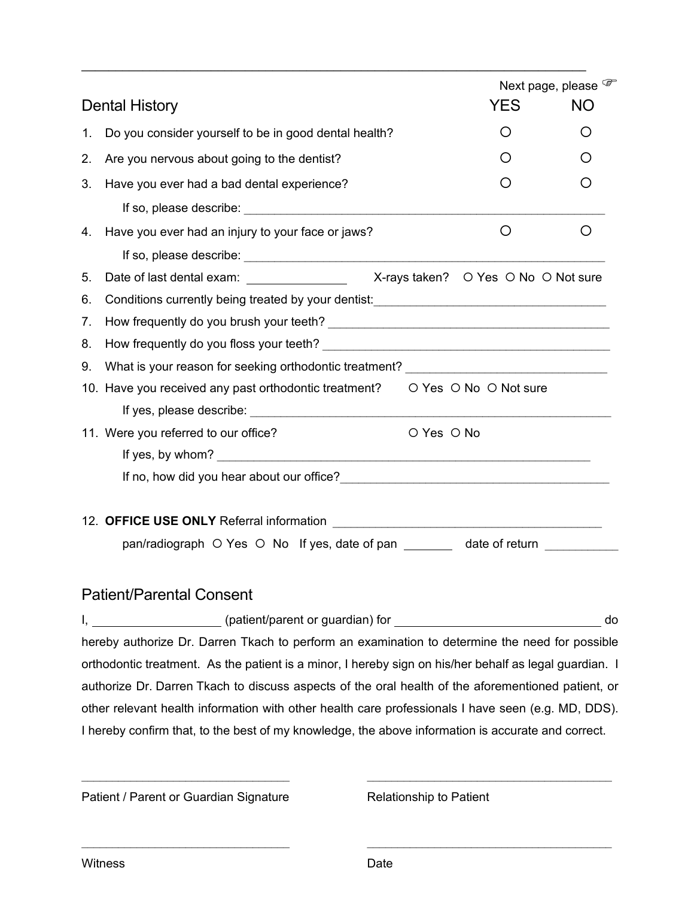Next page, please ☞

## Dental History

| | | YES | NO |
|---|---|---|---|
| 1. | Do you consider yourself to be in good dental health? | ○ | ○ |
| 2. | Are you nervous about going to the dentist? | ○ | ○ |
| 3. | Have you ever had a bad dental experience? | ○ | ○ |
| | If so, please describe: ______ | | |
| 4. | Have you ever had an injury to your face or jaws? | ○ | ○ |
| | If so, please describe: ______ | | |

5. Date of last dental exam: ______ X-rays taken? ○ Yes ○ No ○ Not sure
6. Conditions currently being treated by your dentist: ______
7. How frequently do you brush your teeth? ______
8. How frequently do you floss your teeth? ______
9. What is your reason for seeking orthodontic treatment? ______
10. Have you received any past orthodontic treatment? ○ Yes ○ No ○ Not sure
    If yes, please describe: ______
11. Were you referred to our office? ○ Yes ○ No
    If yes, by whom? ______
    If no, how did you hear about our office? ______

12. **OFFICE USE ONLY** Referral information ______
    pan/radiograph ○ Yes ○ No If yes, date of pan ______ date of return ______

## Patient/Parental Consent

I, ______ (patient/parent or guardian) for ______ do hereby authorize Dr. Darren Tkach to perform an examination to determine the need for possible orthodontic treatment. As the patient is a minor, I hereby sign on his/her behalf as legal guardian. I authorize Dr. Darren Tkach to discuss aspects of the oral health of the aforementioned patient, or other relevant health information with other health care professionals I have seen (e.g. MD, DDS). I hereby confirm that, to the best of my knowledge, the above information is accurate and correct.

______
Patient / Parent or Guardian Signature

______
Relationship to Patient

______
Witness

______
Date